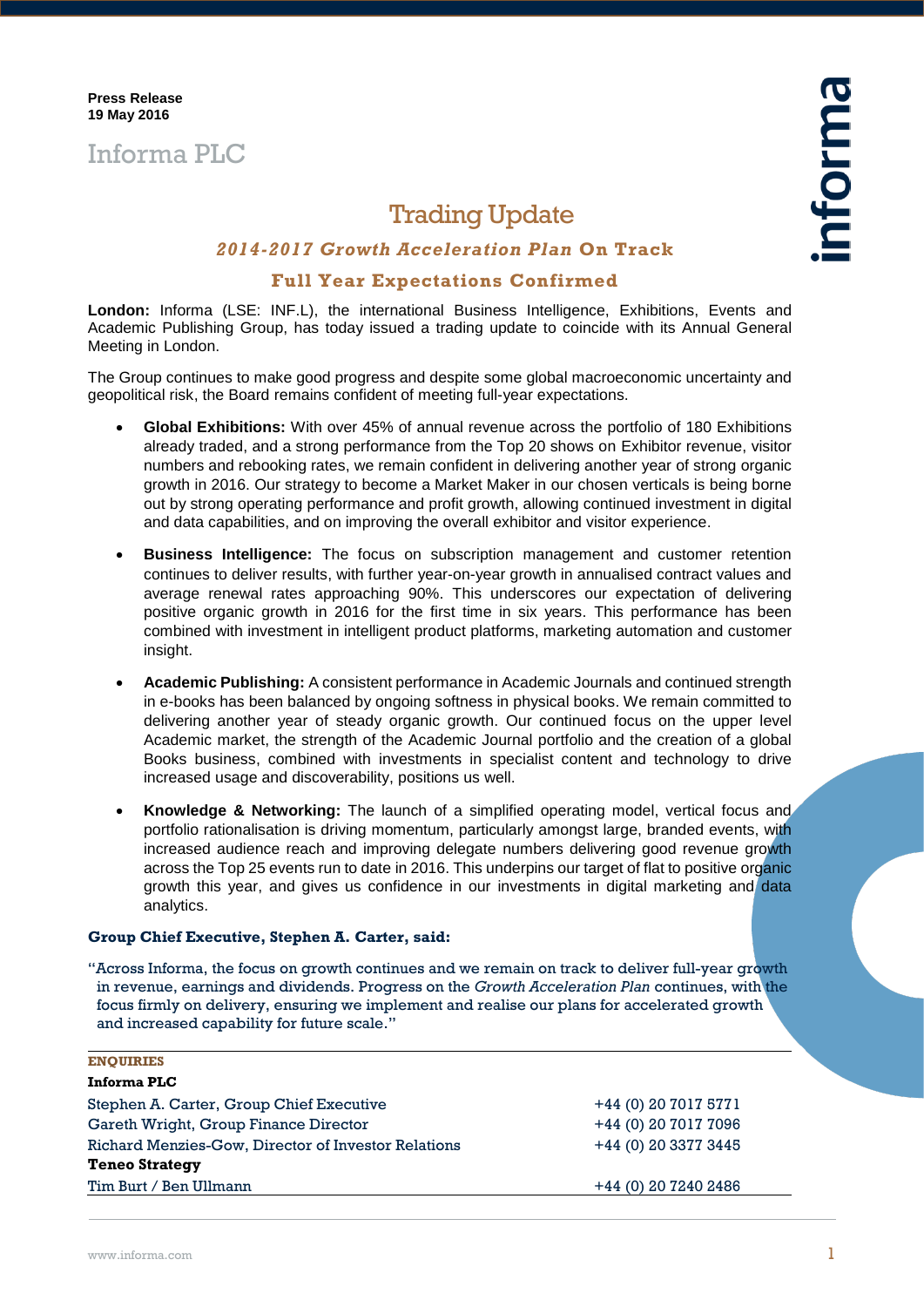**Press Release**
**19 May 2016**

# Informa PLC

## Trading Update

### *2014-2017 Growth Acceleration Plan* On Track

### Full Year Expectations Confirmed

**London:** Informa (LSE: INF.L), the international Business Intelligence, Exhibitions, Events and Academic Publishing Group, has today issued a trading update to coincide with its Annual General Meeting in London.

The Group continues to make good progress and despite some global macroeconomic uncertainty and geopolitical risk, the Board remains confident of meeting full-year expectations.

- **Global Exhibitions:** With over 45% of annual revenue across the portfolio of 180 Exhibitions already traded, and a strong performance from the Top 20 shows on Exhibitor revenue, visitor numbers and rebooking rates, we remain confident in delivering another year of strong organic growth in 2016. Our strategy to become a Market Maker in our chosen verticals is being borne out by strong operating performance and profit growth, allowing continued investment in digital and data capabilities, and on improving the overall exhibitor and visitor experience.

- **Business Intelligence:** The focus on subscription management and customer retention continues to deliver results, with further year-on-year growth in annualised contract values and average renewal rates approaching 90%. This underscores our expectation of delivering positive organic growth in 2016 for the first time in six years. This performance has been combined with investment in intelligent product platforms, marketing automation and customer insight.

- **Academic Publishing:** A consistent performance in Academic Journals and continued strength in e-books has been balanced by ongoing softness in physical books. We remain committed to delivering another year of steady organic growth. Our continued focus on the upper level Academic market, the strength of the Academic Journal portfolio and the creation of a global Books business, combined with investments in specialist content and technology to drive increased usage and discoverability, positions us well.

- **Knowledge & Networking:** The launch of a simplified operating model, vertical focus and portfolio rationalisation is driving momentum, particularly amongst large, branded events, with increased audience reach and improving delegate numbers delivering good revenue growth across the Top 25 events run to date in 2016. This underpins our target of flat to positive organic growth this year, and gives us confidence in our investments in digital marketing and data analytics.

**Group Chief Executive, Stephen A. Carter, said:**

"Across Informa, the focus on growth continues and we remain on track to deliver full-year growth in revenue, earnings and dividends. Progress on the *Growth Acceleration Plan* continues, with the focus firmly on delivery, ensuring we implement and realise our plans for accelerated growth and increased capability for future scale."

**ENQUIRIES**

| | |
|---|---|
| **Informa PLC** | |
| Stephen A. Carter, Group Chief Executive | +44 (0) 20 7017 5771 |
| Gareth Wright, Group Finance Director | +44 (0) 20 7017 7096 |
| Richard Menzies-Gow, Director of Investor Relations | +44 (0) 20 3377 3445 |
| **Teneo Strategy** | |
| Tim Burt / Ben Ullmann | +44 (0) 20 7240 2486 |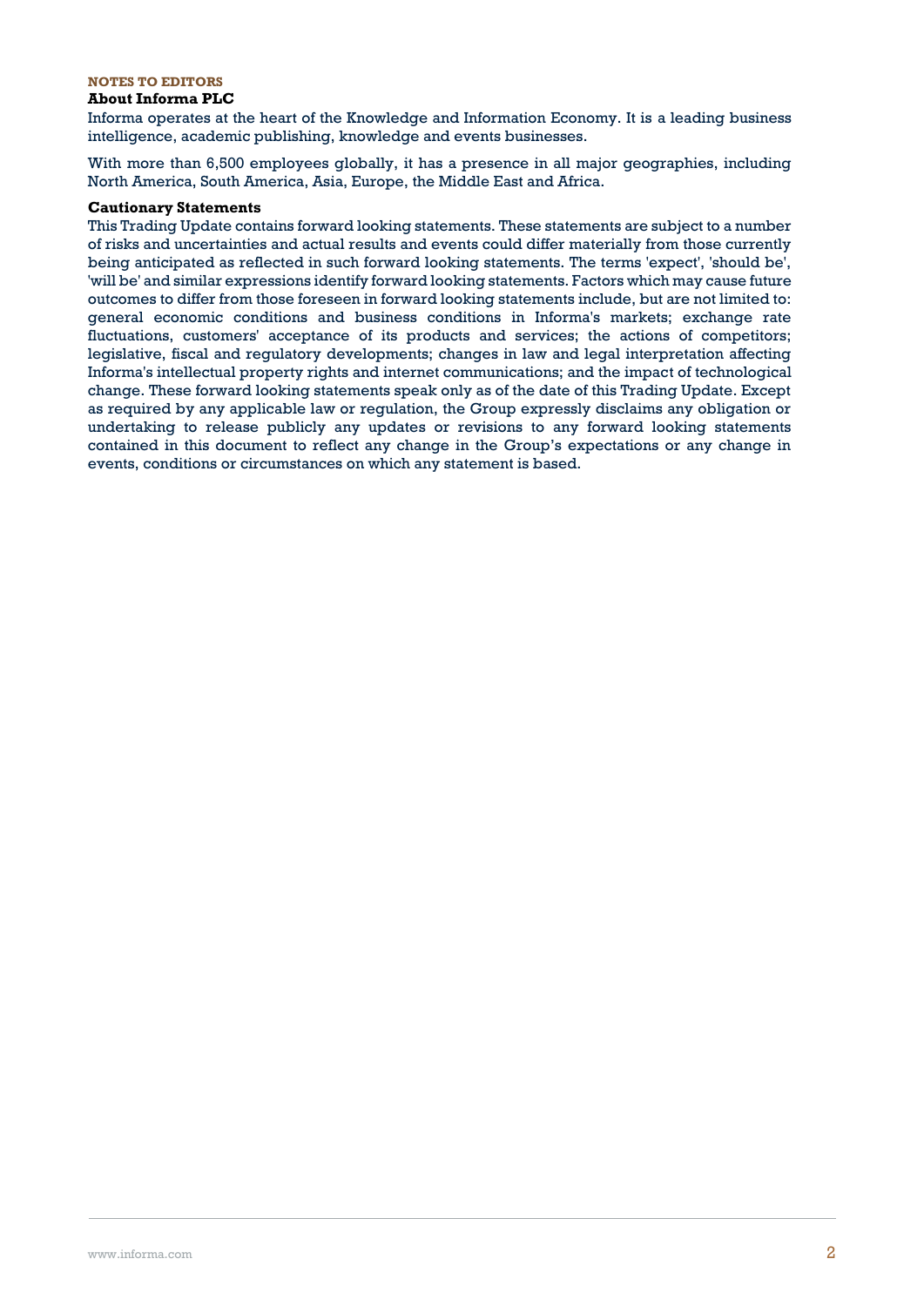**NOTES TO EDITORS**

**About Informa PLC**

Informa operates at the heart of the Knowledge and Information Economy. It is a leading business intelligence, academic publishing, knowledge and events businesses.

With more than 6,500 employees globally, it has a presence in all major geographies, including North America, South America, Asia, Europe, the Middle East and Africa.

**Cautionary Statements**

This Trading Update contains forward looking statements. These statements are subject to a number of risks and uncertainties and actual results and events could differ materially from those currently being anticipated as reflected in such forward looking statements. The terms 'expect', 'should be', 'will be' and similar expressions identify forward looking statements. Factors which may cause future outcomes to differ from those foreseen in forward looking statements include, but are not limited to: general economic conditions and business conditions in Informa's markets; exchange rate fluctuations, customers' acceptance of its products and services; the actions of competitors; legislative, fiscal and regulatory developments; changes in law and legal interpretation affecting Informa's intellectual property rights and internet communications; and the impact of technological change. These forward looking statements speak only as of the date of this Trading Update. Except as required by any applicable law or regulation, the Group expressly disclaims any obligation or undertaking to release publicly any updates or revisions to any forward looking statements contained in this document to reflect any change in the Group's expectations or any change in events, conditions or circumstances on which any statement is based.